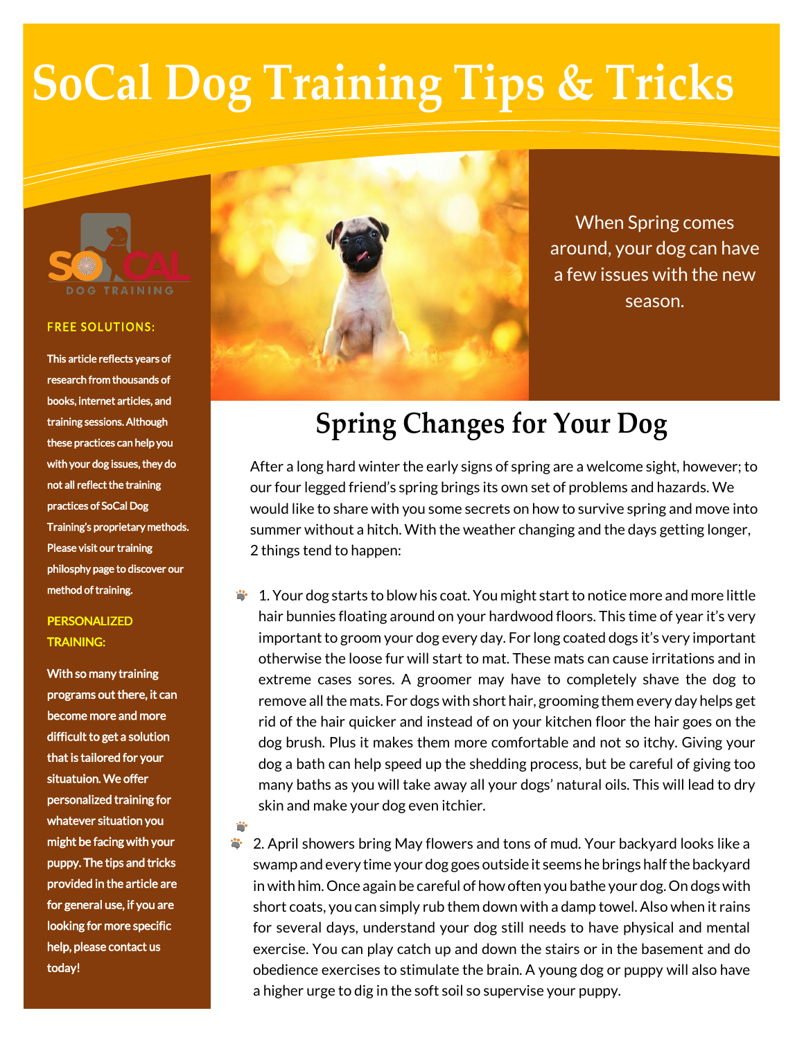# SoCal Dog Training Tips & Tricks

SO CAL DOG TRAINING

**FREE SOLUTIONS:**

This article reflects years of research from thousands of books, internet articles, and training sessions. Although these practices can help you with your dog issues, they do not all reflect the training practices of SoCal Dog Training's proprietary methods. Please visit our training philsophy page to discover our method of training.

**PERSONALIZED TRAINING:**

With so many training programs out there, it can become more and more difficult to get a solution that is tailored for your situatuion. We offer personalized training for whatever situation you might be facing with your puppy. The tips and tricks provided in the article are for general use, if you are looking for more specific help, please contact us today!

When Spring comes around, your dog can have a few issues with the new season.

## Spring Changes for Your Dog

After a long hard winter the early signs of spring are a welcome sight, however; to our four legged friend's spring brings its own set of problems and hazards. We would like to share with you some secrets on how to survive spring and move into summer without a hitch. With the weather changing and the days getting longer, 2 things tend to happen:

- 1. Your dog starts to blow his coat. You might start to notice more and more little hair bunnies floating around on your hardwood floors. This time of year it's very important to groom your dog every day. For long coated dogs it's very important otherwise the loose fur will start to mat. These mats can cause irritations and in extreme cases sores. A groomer may have to completely shave the dog to remove all the mats. For dogs with short hair, grooming them every day helps get rid of the hair quicker and instead of on your kitchen floor the hair goes on the dog brush. Plus it makes them more comfortable and not so itchy. Giving your dog a bath can help speed up the shedding process, but be careful of giving too many baths as you will take away all your dogs' natural oils. This will lead to dry skin and make your dog even itchier.

- 2. April showers bring May flowers and tons of mud. Your backyard looks like a swamp and every time your dog goes outside it seems he brings half the backyard in with him. Once again be careful of how often you bathe your dog. On dogs with short coats, you can simply rub them down with a damp towel. Also when it rains for several days, understand your dog still needs to have physical and mental exercise. You can play catch up and down the stairs or in the basement and do obedience exercises to stimulate the brain. A young dog or puppy will also have a higher urge to dig in the soft soil so supervise your puppy.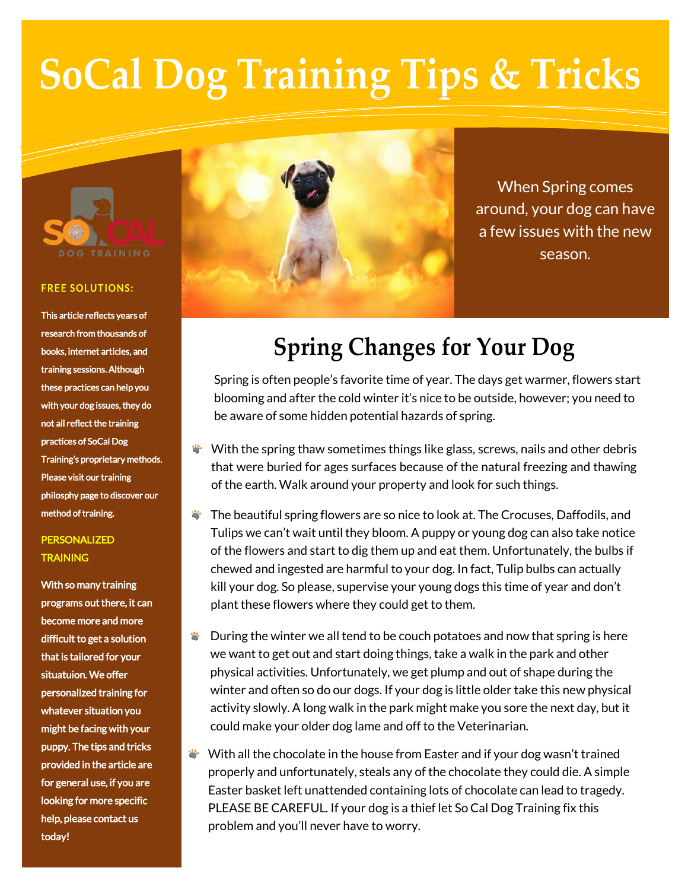# SoCal Dog Training Tips & Tricks

SO CAL
DOG TRAINING

**FREE SOLUTIONS:**

This article reflects years of research from thousands of books, internet articles, and training sessions. Although these practices can help you with your dog issues, they do not all reflect the training practices of SoCal Dog Training's proprietary methods. Please visit our training philosophy page to discover our method of training.

**PERSONALIZED TRAINING**

With so many training programs out there, it can become more and more difficult to get a solution that is tailored for your situatuion. We offer personalized training for whatever situation you might be facing with your puppy. The tips and tricks provided in the article are for general use, if you are looking for more specific help, please contact us today!

When Spring comes around, your dog can have a few issues with the new season.

## Spring Changes for Your Dog

Spring is often people's favorite time of year. The days get warmer, flowers start blooming and after the cold winter it's nice to be outside, however; you need to be aware of some hidden potential hazards of spring.

- With the spring thaw sometimes things like glass, screws, nails and other debris that were buried for ages surfaces because of the natural freezing and thawing of the earth. Walk around your property and look for such things.
- The beautiful spring flowers are so nice to look at. The Crocuses, Daffodils, and Tulips we can't wait until they bloom. A puppy or young dog can also take notice of the flowers and start to dig them up and eat them. Unfortunately, the bulbs if chewed and ingested are harmful to your dog. In fact, Tulip bulbs can actually kill your dog. So please, supervise your young dogs this time of year and don't plant these flowers where they could get to them.
- During the winter we all tend to be couch potatoes and now that spring is here we want to get out and start doing things, take a walk in the park and other physical activities. Unfortunately, we get plump and out of shape during the winter and often so do our dogs. If your dog is little older take this new physical activity slowly. A long walk in the park might make you sore the next day, but it could make your older dog lame and off to the Veterinarian.
- With all the chocolate in the house from Easter and if your dog wasn't trained properly and unfortunately, steals any of the chocolate they could die. A simple Easter basket left unattended containing lots of chocolate can lead to tragedy. PLEASE BE CAREFUL. If your dog is a thief let So Cal Dog Training fix this problem and you'll never have to worry.